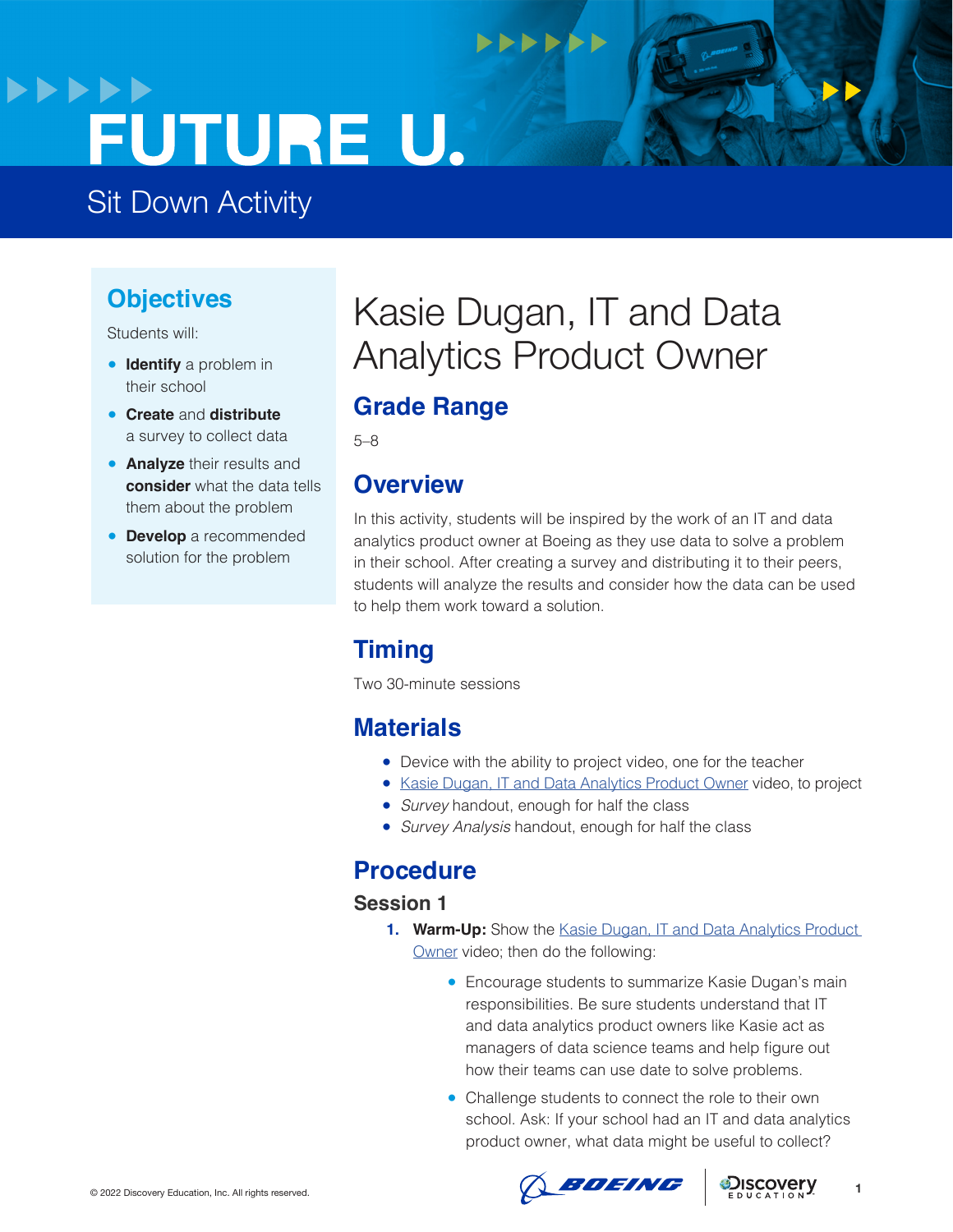# FUTURE U.

Sit Down Activity

## Objectives

Students will:

- **Identify** a problem in their school
- **Create** and **distribute** a survey to collect data
- **Analyze** their results and **consider** what the data tells them about the problem
- **Develop** a recommended solution for the problem

# Kasie Dugan, IT and Data Analytics Product Owner

## Grade Range

5–8

## Overview

In this activity, students will be inspired by the work of an IT and data analytics product owner at Boeing as they use data to solve a problem in their school. After creating a survey and distributing it to their peers, students will analyze the results and consider how the data can be used to help them work toward a solution.

## Timing

Two 30-minute sessions

## Materials

- Device with the ability to project video, one for the teacher
- Kasie Dugan, IT and Data Analytics Product Owner video, to project
- *Survey* handout, enough for half the class
- *Survey Analysis* handout, enough for half the class

## Procedure

### Session 1

1. **Warm-Up:** Show the Kasie Dugan, IT and Data Analytics Product Owner video; then do the following:
   - Encourage students to summarize Kasie Dugan's main responsibilities. Be sure students understand that IT and data analytics product owners like Kasie act as managers of data science teams and help figure out how their teams can use date to solve problems.
   - Challenge students to connect the role to their own school. Ask: If your school had an IT and data analytics product owner, what data might be useful to collect?

© 2022 Discovery Education, Inc. All rights reserved.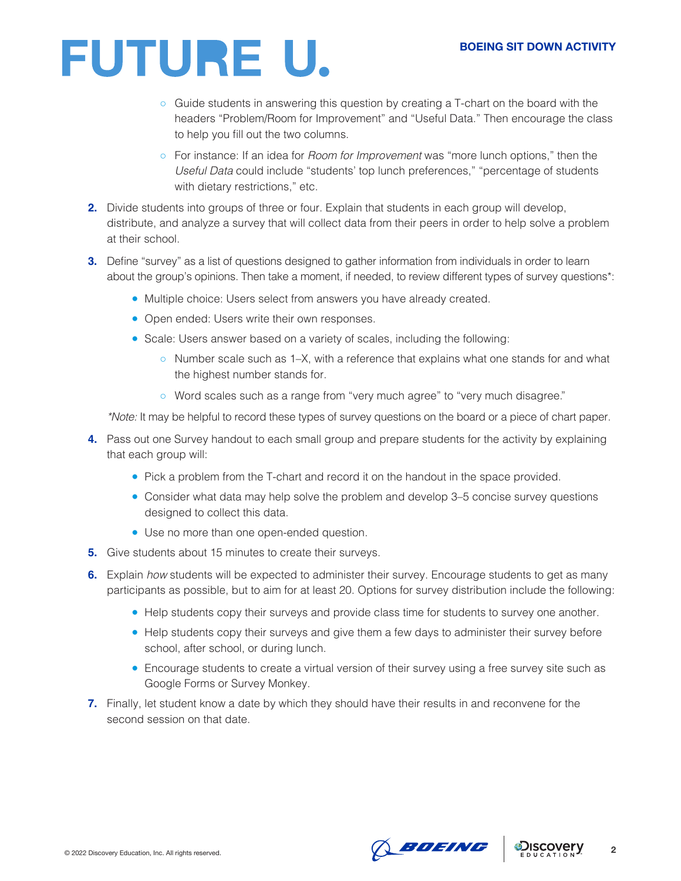- Guide students in answering this question by creating a T-chart on the board with the headers "Problem/Room for Improvement" and "Useful Data." Then encourage the class to help you fill out the two columns.
   - For instance: If an idea for *Room for Improvement* was "more lunch options," then the *Useful Data* could include "students' top lunch preferences," "percentage of students with dietary restrictions," etc.

2. Divide students into groups of three or four. Explain that students in each group will develop, distribute, and analyze a survey that will collect data from their peers in order to help solve a problem at their school.

3. Define "survey" as a list of questions designed to gather information from individuals in order to learn about the group's opinions. Then take a moment, if needed, to review different types of survey questions*:
   - Multiple choice: Users select from answers you have already created.
   - Open ended: Users write their own responses.
   - Scale: Users answer based on a variety of scales, including the following:
     - Number scale such as 1–X, with a reference that explains what one stands for and what the highest number stands for.
     - Word scales such as a range from "very much agree" to "very much disagree."

   **Note:* It may be helpful to record these types of survey questions on the board or a piece of chart paper.

4. Pass out one Survey handout to each small group and prepare students for the activity by explaining that each group will:
   - Pick a problem from the T-chart and record it on the handout in the space provided.
   - Consider what data may help solve the problem and develop 3–5 concise survey questions designed to collect this data.
   - Use no more than one open-ended question.

5. Give students about 15 minutes to create their surveys.

6. Explain *how* students will be expected to administer their survey. Encourage students to get as many participants as possible, but to aim for at least 20. Options for survey distribution include the following:
   - Help students copy their surveys and provide class time for students to survey one another.
   - Help students copy their surveys and give them a few days to administer their survey before school, after school, or during lunch.
   - Encourage students to create a virtual version of their survey using a free survey site such as Google Forms or Survey Monkey.

7. Finally, let student know a date by which they should have their results in and reconvene for the second session on that date.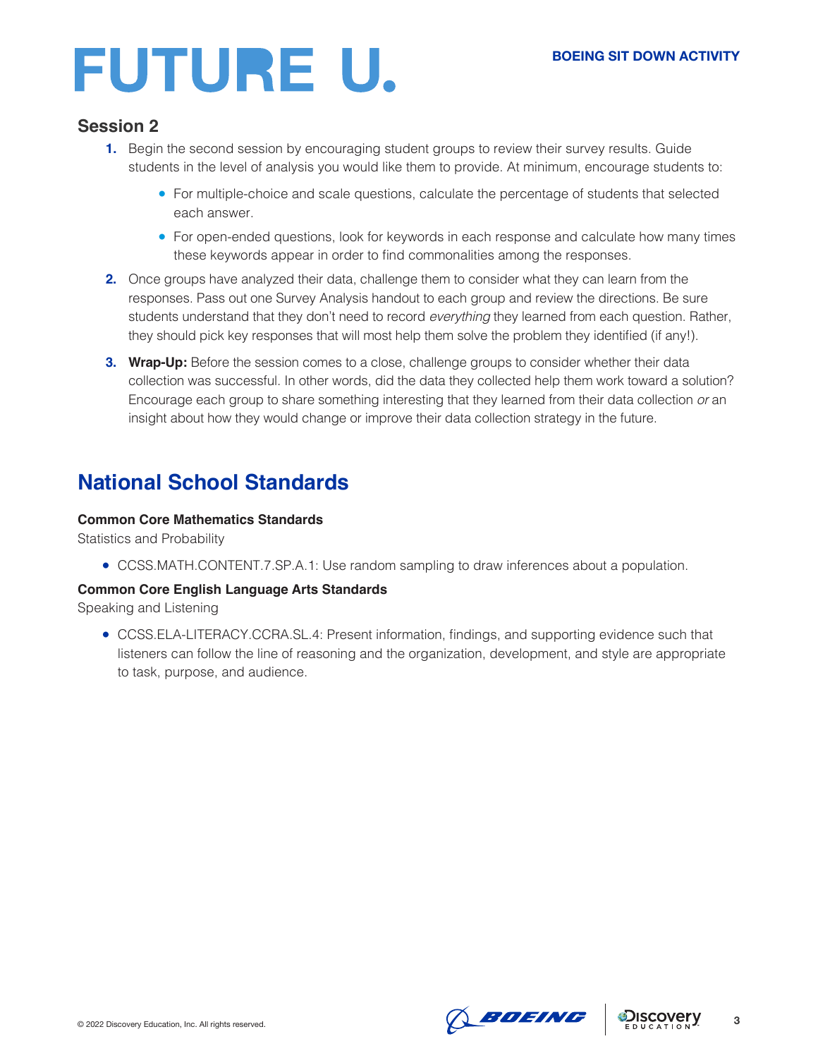## Session 2

1. Begin the second session by encouraging student groups to review their survey results. Guide students in the level of analysis you would like them to provide. At minimum, encourage students to:
   - For multiple-choice and scale questions, calculate the percentage of students that selected each answer.
   - For open-ended questions, look for keywords in each response and calculate how many times these keywords appear in order to find commonalities among the responses.
2. Once groups have analyzed their data, challenge them to consider what they can learn from the responses. Pass out one Survey Analysis handout to each group and review the directions. Be sure students understand that they don't need to record *everything* they learned from each question. Rather, they should pick key responses that will most help them solve the problem they identified (if any!).
3. **Wrap-Up:** Before the session comes to a close, challenge groups to consider whether their data collection was successful. In other words, did the data they collected help them work toward a solution? Encourage each group to share something interesting that they learned from their data collection *or* an insight about how they would change or improve their data collection strategy in the future.

## National School Standards

**Common Core Mathematics Standards**
Statistics and Probability

- CCSS.MATH.CONTENT.7.SP.A.1: Use random sampling to draw inferences about a population.

**Common Core English Language Arts Standards**
Speaking and Listening

- CCSS.ELA-LITERACY.CCRA.SL.4: Present information, findings, and supporting evidence such that listeners can follow the line of reasoning and the organization, development, and style are appropriate to task, purpose, and audience.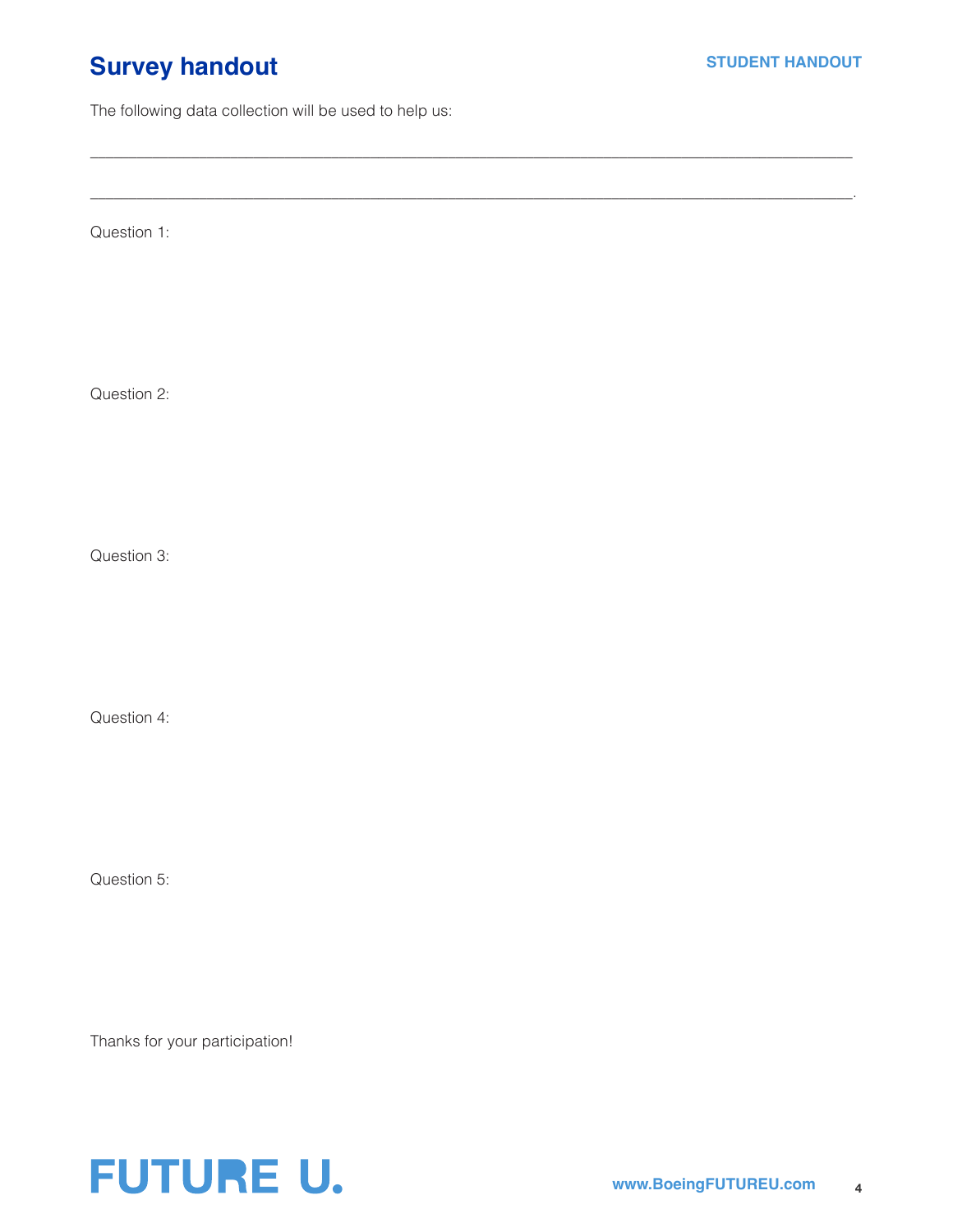# Survey handout

STUDENT HANDOUT

The following data collection will be used to help us:

_______________________________________________________________________________

_______________________________________________________________________________.

Question 1:

Question 2:

Question 3:

Question 4:

Question 5:

Thanks for your participation!

FUTURE U.

www.BoeingFUTUREU.com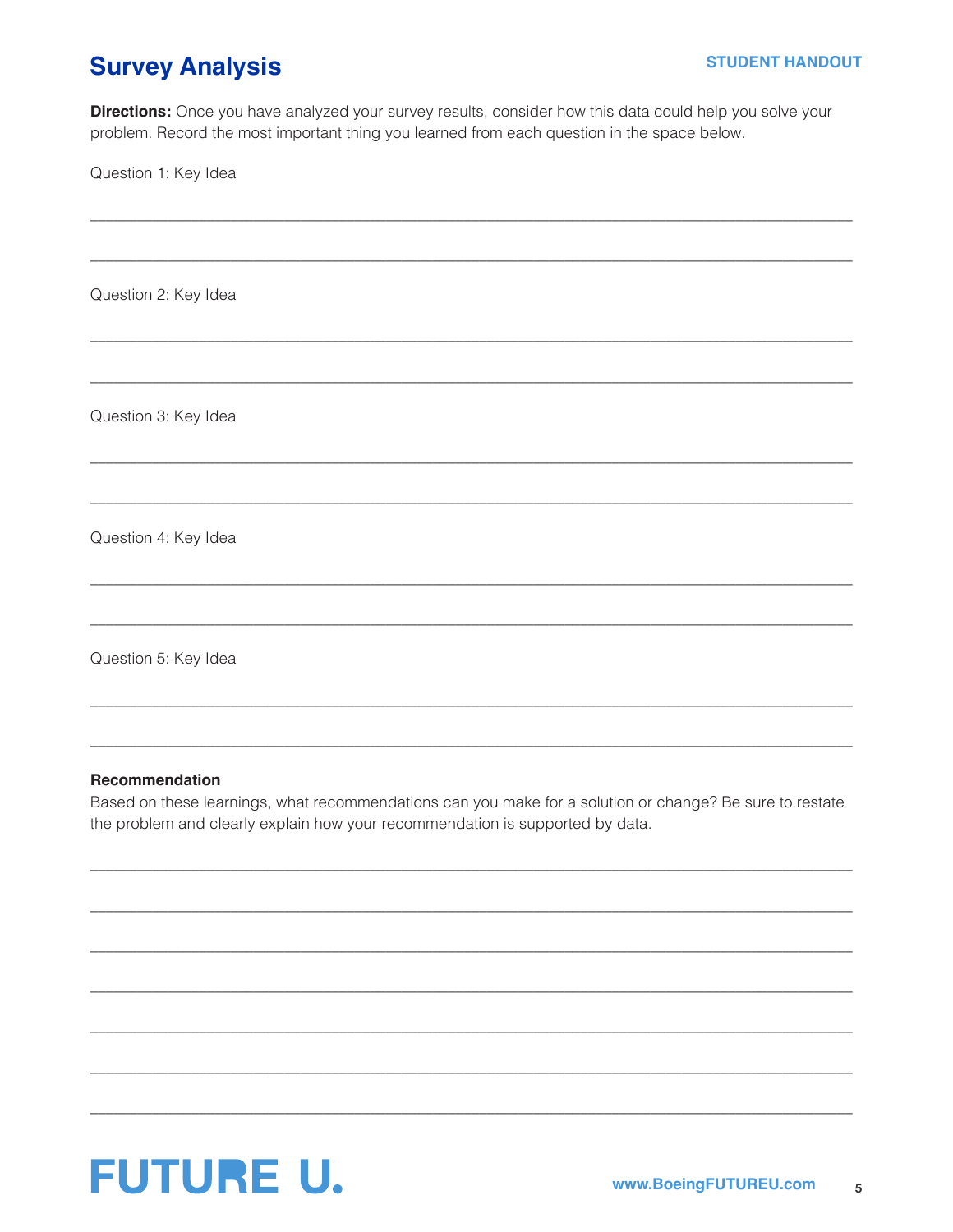# Survey Analysis

STUDENT HANDOUT

**Directions:** Once you have analyzed your survey results, consider how this data could help you solve your problem. Record the most important thing you learned from each question in the space below.

Question 1: Key Idea

______________________________________________________________________________

______________________________________________________________________________

Question 2: Key Idea

______________________________________________________________________________

______________________________________________________________________________

Question 3: Key Idea

______________________________________________________________________________

______________________________________________________________________________

Question 4: Key Idea

______________________________________________________________________________

______________________________________________________________________________

Question 5: Key Idea

______________________________________________________________________________

______________________________________________________________________________

**Recommendation**

Based on these learnings, what recommendations can you make for a solution or change? Be sure to restate the problem and clearly explain how your recommendation is supported by data.

______________________________________________________________________________

______________________________________________________________________________

______________________________________________________________________________

______________________________________________________________________________

______________________________________________________________________________

______________________________________________________________________________

______________________________________________________________________________

FUTURE U.

www.BoeingFUTUREU.com